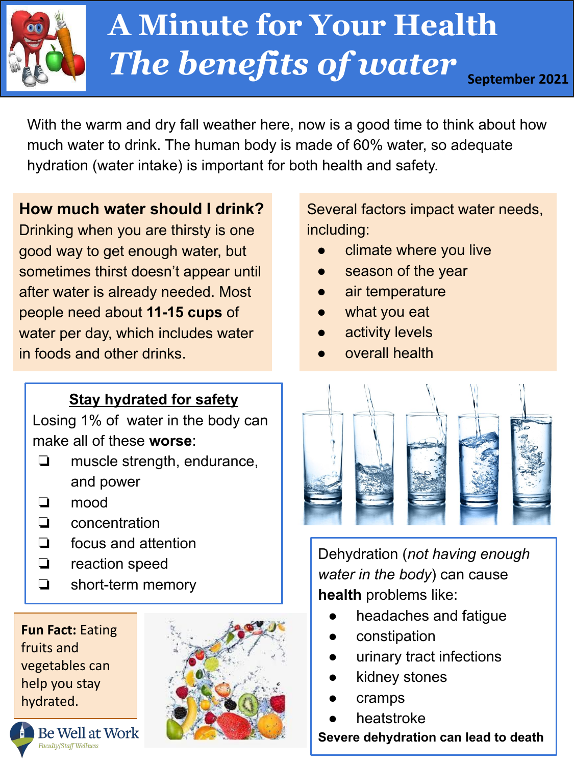# A Minute for Your Health

## *The benefits of water*

September 2021

With the warm and dry fall weather here, now is a good time to think about how much water to drink. The human body is made of 60% water, so adequate hydration (water intake) is important for both health and safety.

**How much water should I drink?**
Drinking when you are thirsty is one good way to get enough water, but sometimes thirst doesn't appear until after water is already needed. Most people need about **11-15 cups** of water per day, which includes water in foods and other drinks.

Several factors impact water needs, including:

- climate where you live
- season of the year
- air temperature
- what you eat
- activity levels
- overall health

### Stay hydrated for safety

Losing 1% of water in the body can make all of these **worse**:

- ❏ muscle strength, endurance, and power
- ❏ mood
- ❏ concentration
- ❏ focus and attention
- ❏ reaction speed
- ❏ short-term memory

Dehydration (*not having enough water in the body*) can cause **health** problems like:

- headaches and fatigue
- constipation
- urinary tract infections
- kidney stones
- cramps
- heatstroke

**Severe dehydration can lead to death**

**Fun Fact:** Eating fruits and vegetables can help you stay hydrated.

Be Well at Work
Faculty/Staff Wellness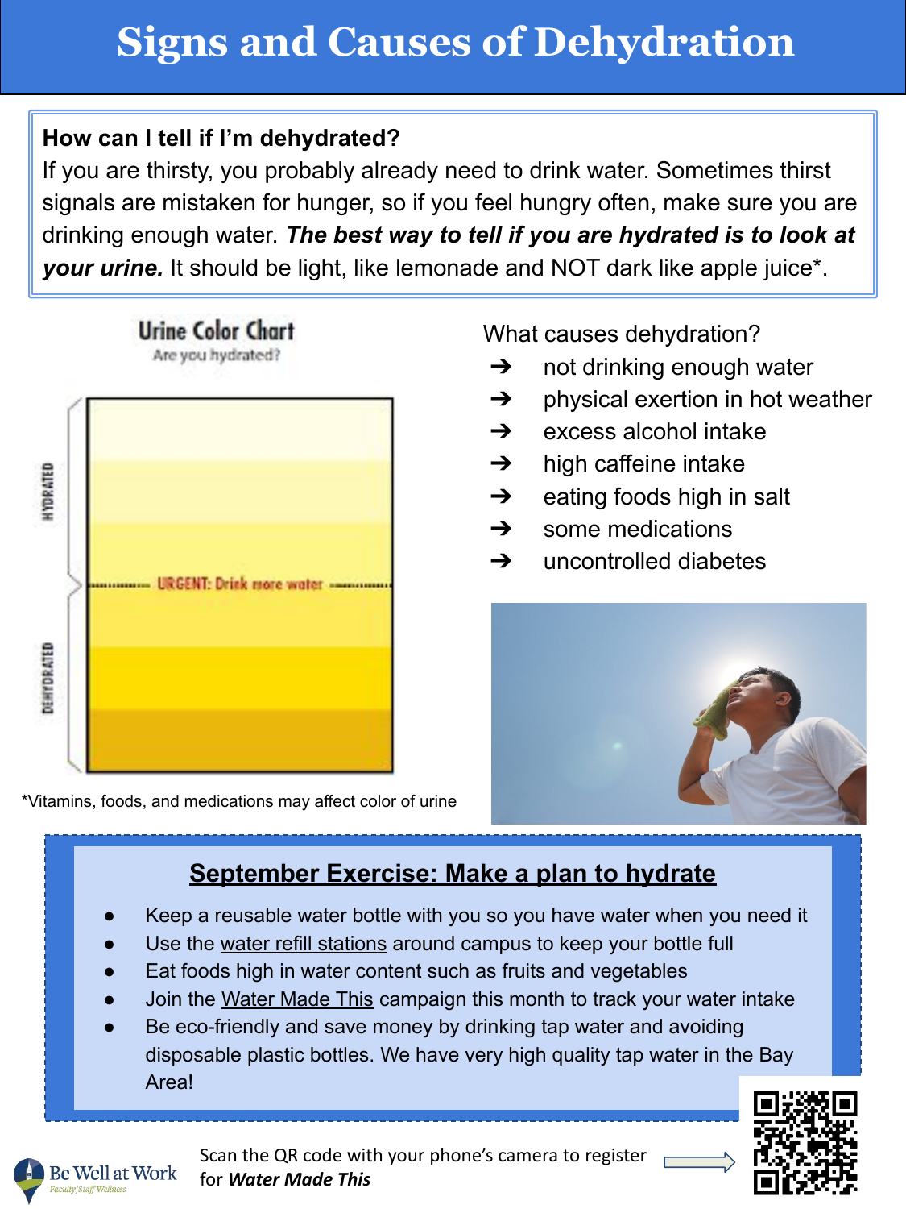# Signs and Causes of Dehydration

**How can I tell if I'm dehydrated?**
If you are thirsty, you probably already need to drink water. Sometimes thirst signals are mistaken for hunger, so if you feel hungry often, make sure you are drinking enough water. ***The best way to tell if you are hydrated is to look at your urine.*** It should be light, like lemonade and NOT dark like apple juice*.

**Urine Color Chart**
Are you hydrated?

HYDRATED

URGENT: Drink more water

DEHYDRATED

*Vitamins, foods, and medications may affect color of urine

What causes dehydration?

- ➔ not drinking enough water
- ➔ physical exertion in hot weather
- ➔ excess alcohol intake
- ➔ high caffeine intake
- ➔ eating foods high in salt
- ➔ some medications
- ➔ uncontrolled diabetes

## September Exercise: Make a plan to hydrate

- Keep a reusable water bottle with you so you have water when you need it
- Use the water refill stations around campus to keep your bottle full
- Eat foods high in water content such as fruits and vegetables
- Join the Water Made This campaign this month to track your water intake
- Be eco-friendly and save money by drinking tap water and avoiding disposable plastic bottles. We have very high quality tap water in the Bay Area!

Scan the QR code with your phone's camera to register for ***Water Made This***

Be Well at Work
Faculty|Staff Wellness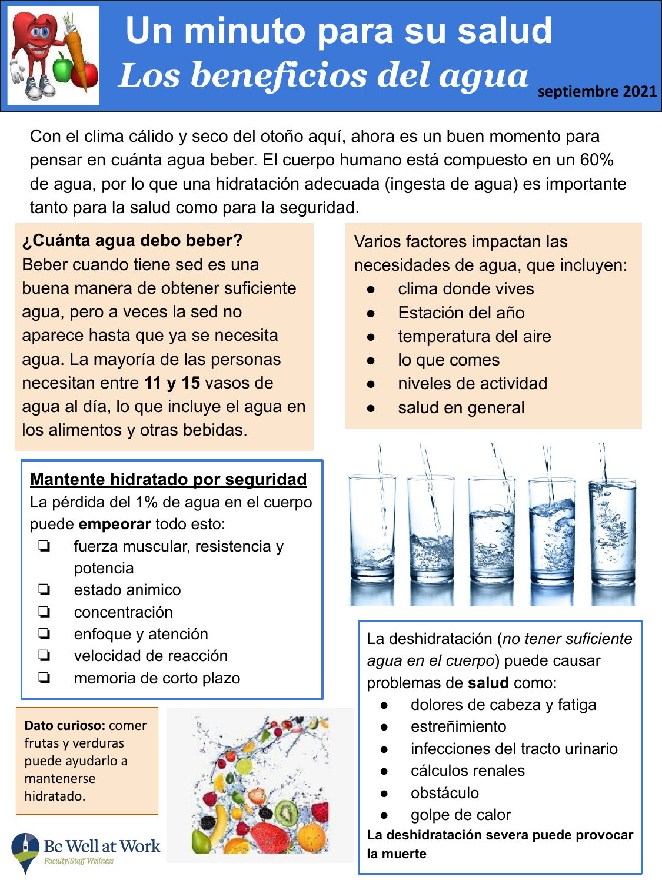# Un minuto para su salud

## *Los beneficios del agua*

septiembre 2021

Con el clima cálido y seco del otoño aquí, ahora es un buen momento para pensar en cuánta agua beber. El cuerpo humano está compuesto en un 60% de agua, por lo que una hidratación adecuada (ingesta de agua) es importante tanto para la salud como para la seguridad.

**¿Cuánta agua debo beber?**
Beber cuando tiene sed es una buena manera de obtener suficiente agua, pero a veces la sed no aparece hasta que ya se necesita agua. La mayoría de las personas necesitan entre **11 y 15** vasos de agua al día, lo que incluye el agua en los alimentos y otras bebidas.

Varios factores impactan las necesidades de agua, que incluyen:

- clima donde vives
- Estación del año
- temperatura del aire
- lo que comes
- niveles de actividad
- salud en general

### Mantente hidratado por seguridad

La pérdida del 1% de agua en el cuerpo puede **empeorar** todo esto:

- fuerza muscular, resistencia y potencia
- estado animico
- concentración
- enfoque y atención
- velocidad de reacción
- memoria de corto plazo

La deshidratación (*no tener suficiente agua en el cuerpo*) puede causar problemas de **salud** como:

- dolores de cabeza y fatiga
- estreñimiento
- infecciones del tracto urinario
- cálculos renales
- obstáculo
- golpe de calor

**La deshidratación severa puede provocar la muerte**

**Dato curioso:** comer frutas y verduras puede ayudarlo a mantenerse hidratado.

Be Well at Work
Faculty/Staff Wellness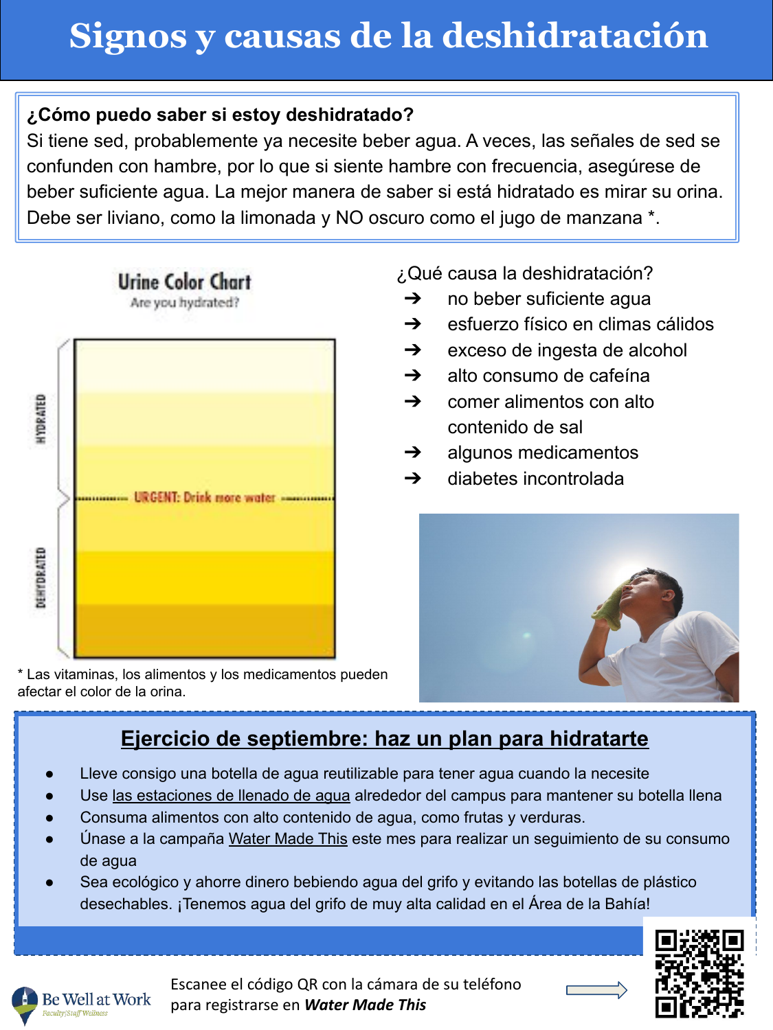# Signos y causas de la deshidratación

**¿Cómo puedo saber si estoy deshidratado?**
Si tiene sed, probablemente ya necesite beber agua. A veces, las señales de sed se confunden con hambre, por lo que si siente hambre con frecuencia, asegúrese de beber suficiente agua. La mejor manera de saber si está hidratado es mirar su orina. Debe ser liviano, como la limonada y NO oscuro como el jugo de manzana *.

Urine Color Chart
Are you hydrated?

HYDRATED

URGENT: Drink more water

DEHYDRATED

* Las vitaminas, los alimentos y los medicamentos pueden afectar el color de la orina.

¿Qué causa la deshidratación?

- no beber suficiente agua
- esfuerzo físico en climas cálidos
- exceso de ingesta de alcohol
- alto consumo de cafeína
- comer alimentos con alto contenido de sal
- algunos medicamentos
- diabetes incontrolada

## Ejercicio de septiembre: haz un plan para hidratarte

- Lleve consigo una botella de agua reutilizable para tener agua cuando la necesite
- Use las estaciones de llenado de agua alrededor del campus para mantener su botella llena
- Consuma alimentos con alto contenido de agua, como frutas y verduras.
- Únase a la campaña Water Made This este mes para realizar un seguimiento de su consumo de agua
- Sea ecológico y ahorre dinero bebiendo agua del grifo y evitando las botellas de plástico desechables. ¡Tenemos agua del grifo de muy alta calidad en el Área de la Bahía!

Be Well at Work
Faculty|Staff Wellness

Escanee el código QR con la cámara de su teléfono para registrarse en ***Water Made This***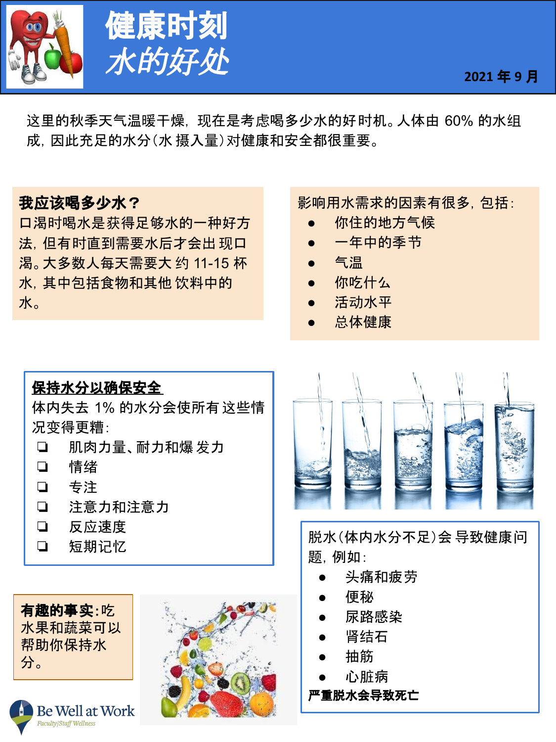# 健康时刻

## *水的好处*

2021 年 9 月

这里的秋季天气温暖干燥，现在是考虑喝多少水的好时机。人体由 60% 的水组成，因此充足的水分（水 摄入量）对健康和安全都很重要。

**我应该喝多少水？**
口渴时喝水是获得足够水的一种好方法，但有时直到需要水后才会出 现口渴。大多数人每天需要大 约 11-15 杯水，其中包括食物和其他 饮料中的水。

影响用水需求的因素有很多，包括：

- 你住的地方气候
- 一年中的季节
- 气温
- 你吃什么
- 活动水平
- 总体健康

**保持水分以确保安全**

体内失去 1% 的水分会使所有 这些情况变得更糟：

- ❏ 肌肉力量、耐力和爆 发力
- ❏ 情绪
- ❏ 专注
- ❏ 注意力和注意力
- ❏ 反应速度
- ❏ 短期记忆

脱水（体内水分不足）会 导致健康问题，例如：

- 头痛和疲劳
- 便秘
- 尿路感染
- 肾结石
- 抽筋
- 心脏病

**严重脱水会导致死亡**

**有趣的事实**：吃水果和蔬菜可以帮助你保持水分。

Be Well at Work
Faculty/Staff Wellness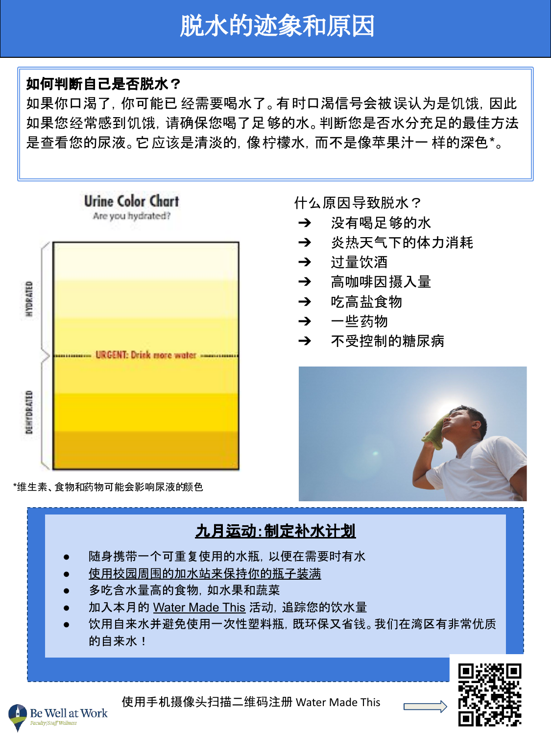# 脱水的迹象和原因

**如何判断自己是否脱水？**

如果你口渴了，你可能已经需要喝水了。有时口渴信号会被误认为是饥饿，因此如果您经常感到饥饿，请确保您喝了足够的水。判断您是否水分充足的最佳方法是查看您的尿液。它应该是清淡的，像柠檬水，而不是像苹果汁一样的深色*。

Urine Color Chart

Are you hydrated?

HYDRATED

URGENT: Drink more water

DEHYDRATED

*维生素、食物和药物可能会影响尿液的颜色

什么原因导致脱水？

- ➔ 没有喝足够的水
- ➔ 炎热天气下的体力消耗
- ➔ 过量饮酒
- ➔ 高咖啡因摄入量
- ➔ 吃高盐食物
- ➔ 一些药物
- ➔ 不受控制的糖尿病

## 九月运动：制定补水计划

- 随身携带一个可重复使用的水瓶，以便在需要时有水
- 使用校园周围的加水站来保持你的瓶子装满
- 多吃含水量高的食物，如水果和蔬菜
- 加入本月的 Water Made This 活动，追踪您的饮水量
- 饮用自来水并避免使用一次性塑料瓶，既环保又省钱。我们在湾区有非常优质的自来水！

使用手机摄像头扫描二维码注册 Water Made This

Be Well at Work

Faculty/Staff Wellness